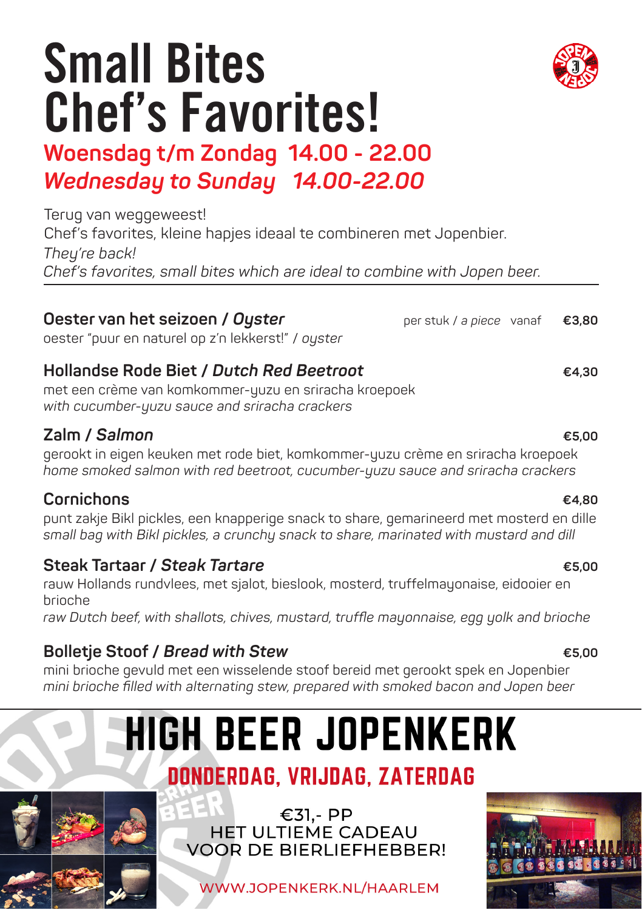# Small Bites Chef's Favorites!

## Woensdag t/m Zondag 14.00 - 22.00
## *Wednesday to Sunday 14.00-22.00*

Terug van weggeweest!
Chef's favorites, kleine hapjes ideaal te combineren met Jopenbier.
*They're back!*
*Chef's favorites, small bites which are ideal to combine with Jopen beer.*

---

**Oester van het seizoen / *Oyster*** — per stuk / *a piece* vanaf **€3,80**
oester "puur en naturel op z'n lekkerst!" / *oyster*

**Hollandse Rode Biet / *Dutch Red Beetroot*** — **€4,30**
met een crème van komkommer-yuzu en sriracha kroepoek
*with cucumber-yuzu sauce and sriracha crackers*

**Zalm / *Salmon*** — **€5,00**
gerookt in eigen keuken met rode biet, komkommer-yuzu crème en sriracha kroepoek
*home smoked salmon with red beetroot, cucumber-yuzu sauce and sriracha crackers*

**Cornichons** — **€4,80**
punt zakje Bikl pickles, een knapperige snack to share, gemarineerd met mosterd en dille
*small bag with Bikl pickles, a crunchy snack to share, marinated with mustard and dill*

**Steak Tartaar / *Steak Tartare*** — **€5,00**
rauw Hollands rundvlees, met sjalot, bieslook, mosterd, truffelmayonaise, eidooier en brioche
*raw Dutch beef, with shallots, chives, mustard, truffle mayonnaise, egg yolk and brioche*

**Bolletje Stoof / *Bread with Stew*** — **€5,00**
mini brioche gevuld met een wisselende stoof bereid met gerookt spek en Jopenbier
*mini brioche filled with alternating stew, prepared with smoked bacon and Jopen beer*

---

# HIGH BEER JOPENKERK

## DONDERDAG, VRIJDAG, ZATERDAG

€31,- PP
HET ULTIEME CADEAU
VOOR DE BIERLIEFHEBBER!

WWW.JOPENKERK.NL/HAARLEM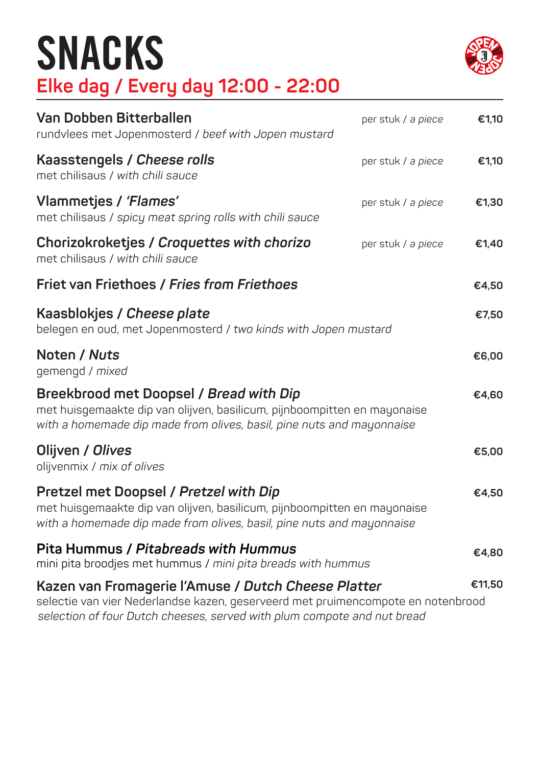# SNACKS

## Elke dag / Every day 12:00 - 22:00

**Van Dobben Bitterballen** — per stuk / *a piece* — **€1,10**
rundvlees met Jopenmosterd / *beef with Jopen mustard*

**Kaasstengels / *Cheese rolls*** — per stuk / *a piece* — **€1,10**
met chilisaus / *with chili sauce*

**Vlammetjes / *'Flames'*** — per stuk / *a piece* — **€1,30**
met chilisaus / *spicy meat spring rolls with chili sauce*

**Chorizokroketjes / *Croquettes with chorizo*** — per stuk / *a piece* — **€1,40**
met chilisaus / *with chili sauce*

**Friet van Friethoes / *Fries from Friethoes*** — **€4,50**

**Kaasblokjes / *Cheese plate*** — **€7,50**
belegen en oud, met Jopenmosterd / *two kinds with Jopen mustard*

**Noten / *Nuts*** — **€6,00**
gemengd / *mixed*

**Breekbrood met Doopsel / *Bread with Dip*** — **€4,60**
met huisgemaakte dip van olijven, basilicum, pijnboompitten en mayonaise
*with a homemade dip made from olives, basil, pine nuts and mayonnaise*

**Olijven / *Olives*** — **€5,00**
olijvenmix / *mix of olives*

**Pretzel met Doopsel / *Pretzel with Dip*** — **€4,50**
met huisgemaakte dip van olijven, basilicum, pijnboompitten en mayonaise
*with a homemade dip made from olives, basil, pine nuts and mayonnaise*

**Pita Hummus / *Pitabreads with Hummus*** — **€4,80**
mini pita broodjes met hummus / *mini pita breads with hummus*

**Kazen van Fromagerie l'Amuse / *Dutch Cheese Platter*** — **€11,50**
selectie van vier Nederlandse kazen, geserveerd met pruimencompote en notenbrood
*selection of four Dutch cheeses, served with plum compote and nut bread*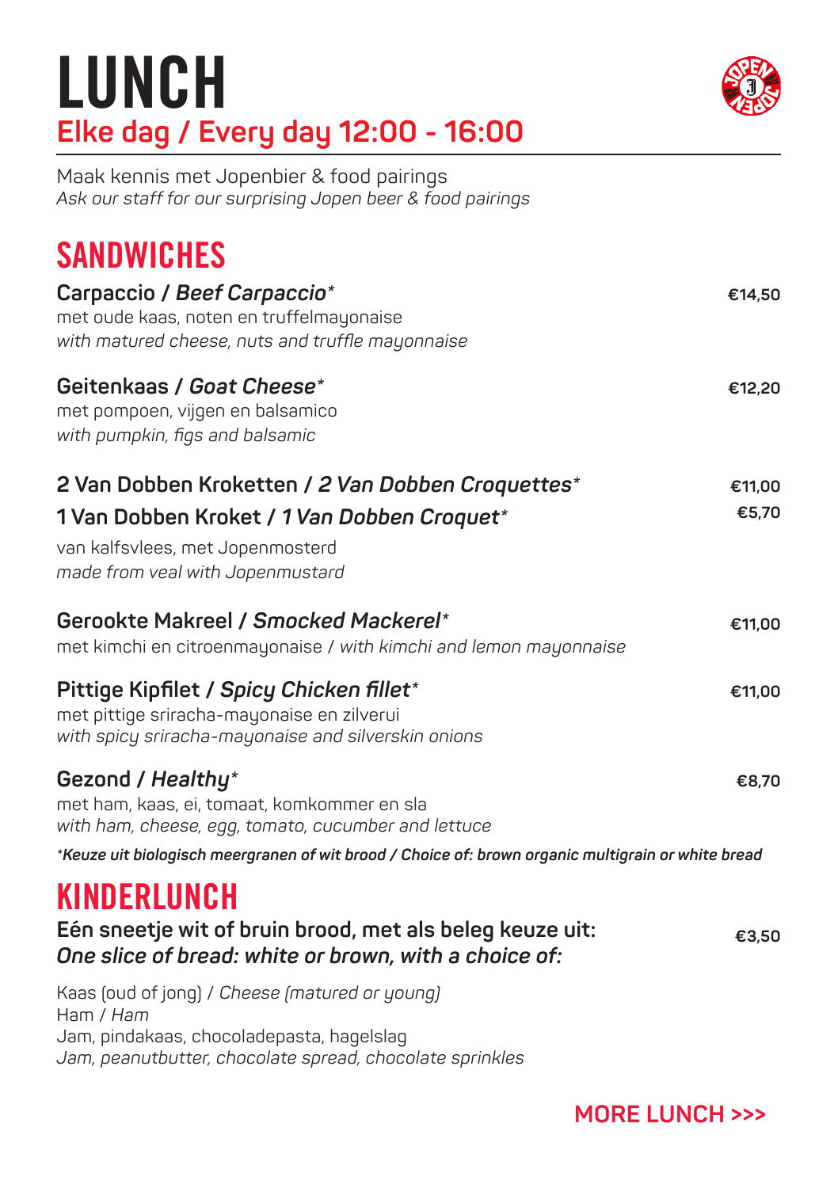# LUNCH

## Elke dag / *Every day* 12:00 - 16:00

Maak kennis met Jopenbier & food pairings
*Ask our staff for our surprising Jopen beer & food pairings*

## SANDWICHES

**Carpaccio / *Beef Carpaccio**** **€14,50**
met oude kaas, noten en truffelmayonaise
*with matured cheese, nuts and truffle mayonnaise*

**Geitenkaas / *Goat Cheese**** **€12,20**
met pompoen, vijgen en balsamico
*with pumpkin, figs and balsamic*

**2 Van Dobben Kroketten / *2 Van Dobben Croquettes**** **€11,00**
**1 Van Dobben Kroket / *1 Van Dobben Croquet**** **€5,70**
van kalfsvlees, met Jopenmosterd
*made from veal with Jopenmustard*

**Gerookte Makreel / *Smocked Mackerel**** **€11,00**
met kimchi en citroenmayonaise / *with kimchi and lemon mayonnaise*

**Pittige Kipfilet / *Spicy Chicken fillet**** **€11,00**
met pittige sriracha-mayonaise en zilverui
*with spicy sriracha-mayonaise and silverskin onions*

**Gezond / *Healthy**** **€8,70**
met ham, kaas, ei, tomaat, komkommer en sla
*with ham, cheese, egg, tomato, cucumber and lettuce*

***Keuze uit biologisch meergranen of wit brood / Choice of: brown organic multigrain or white bread***

## KINDERLUNCH

**Eén sneetje wit of bruin brood, met als beleg keuze uit:** **€3,50**
***One slice of bread: white or brown, with a choice of:***

Kaas (oud of jong) / *Cheese (matured or young)*
Ham / *Ham*
Jam, pindakaas, chocoladepasta, hagelslag
*Jam, peanutbutter, chocolate spread, chocolate sprinkles*

**MORE LUNCH >>>**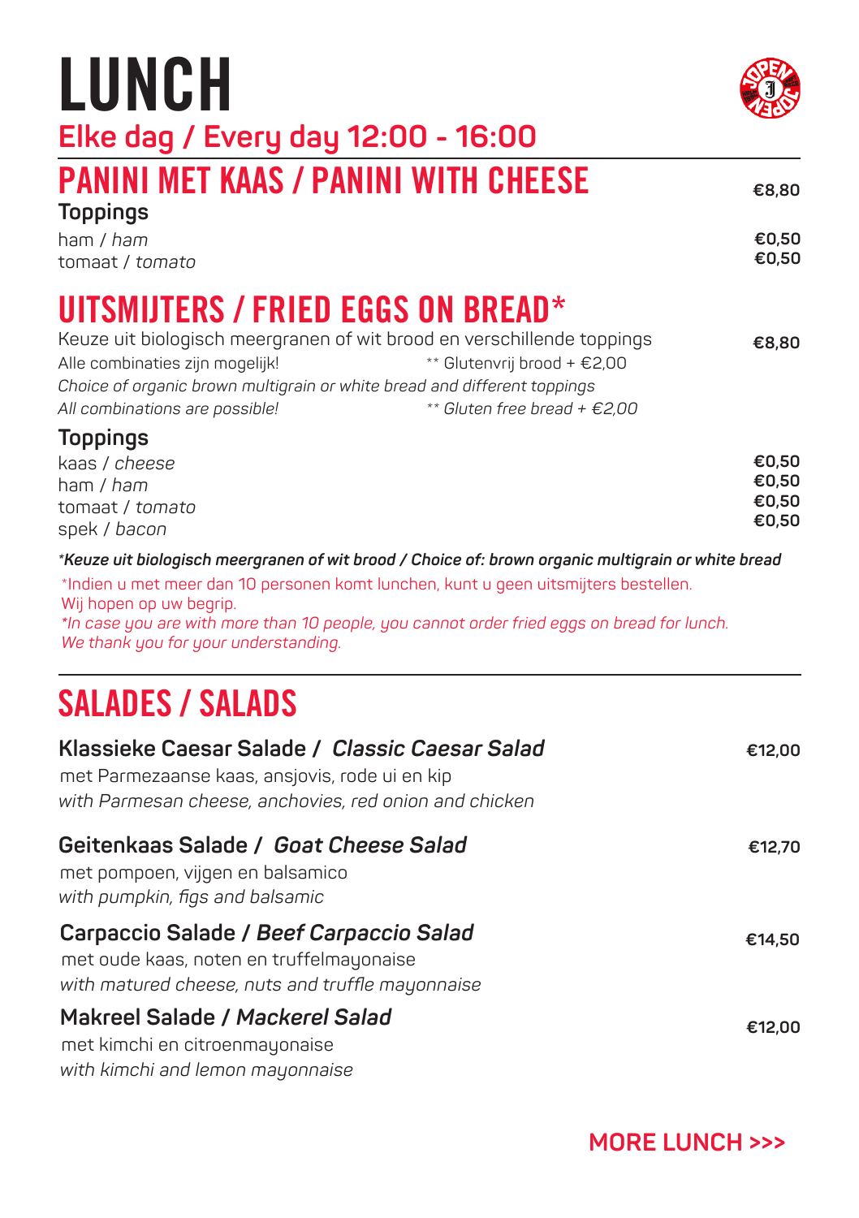# LUNCH

**Elke dag / Every day 12:00 - 16:00**

## PANINI MET KAAS / PANINI WITH CHEESE — €8,80

**Toppings**

- ham / *ham* — €0,50
- tomaat / *tomato* — €0,50

## UITSMIJTERS / FRIED EGGS ON BREAD* — €8,80

Keuze uit biologisch meergranen of wit brood en verschillende toppings
Alle combinaties zijn mogelijk! ** Glutenvrij brood + €2,00
*Choice of organic brown multigrain or white bread and different toppings*
*All combinations are possible! ** Gluten free bread + €2,00*

**Toppings**

- kaas / *cheese* — €0,50
- ham / *ham* — €0,50
- tomaat / *tomato* — €0,50
- spek / *bacon* — €0,50

***Keuze uit biologisch meergranen of wit brood / Choice of: brown organic multigrain or white bread***

*Indien u met meer dan 10 personen komt lunchen, kunt u geen uitsmijters bestellen.
Wij hopen op uw begrip.
*In case you are with more than 10 people, you cannot order fried eggs on bread for lunch.
We thank you for your understanding.*

## SALADES / SALADS

**Klassieke Caesar Salade / *Classic Caesar Salad*** — €12,00
met Parmezaanse kaas, ansjovis, rode ui en kip
*with Parmesan cheese, anchovies, red onion and chicken*

**Geitenkaas Salade / *Goat Cheese Salad*** — €12,70
met pompoen, vijgen en balsamico
*with pumpkin, figs and balsamic*

**Carpaccio Salade / *Beef Carpaccio Salad*** — €14,50
met oude kaas, noten en truffelmayonaise
*with matured cheese, nuts and truffle mayonnaise*

**Makreel Salade / *Mackerel Salad*** — €12,00
met kimchi en citroenmayonaise
*with kimchi and lemon mayonnaise*

**MORE LUNCH >>>**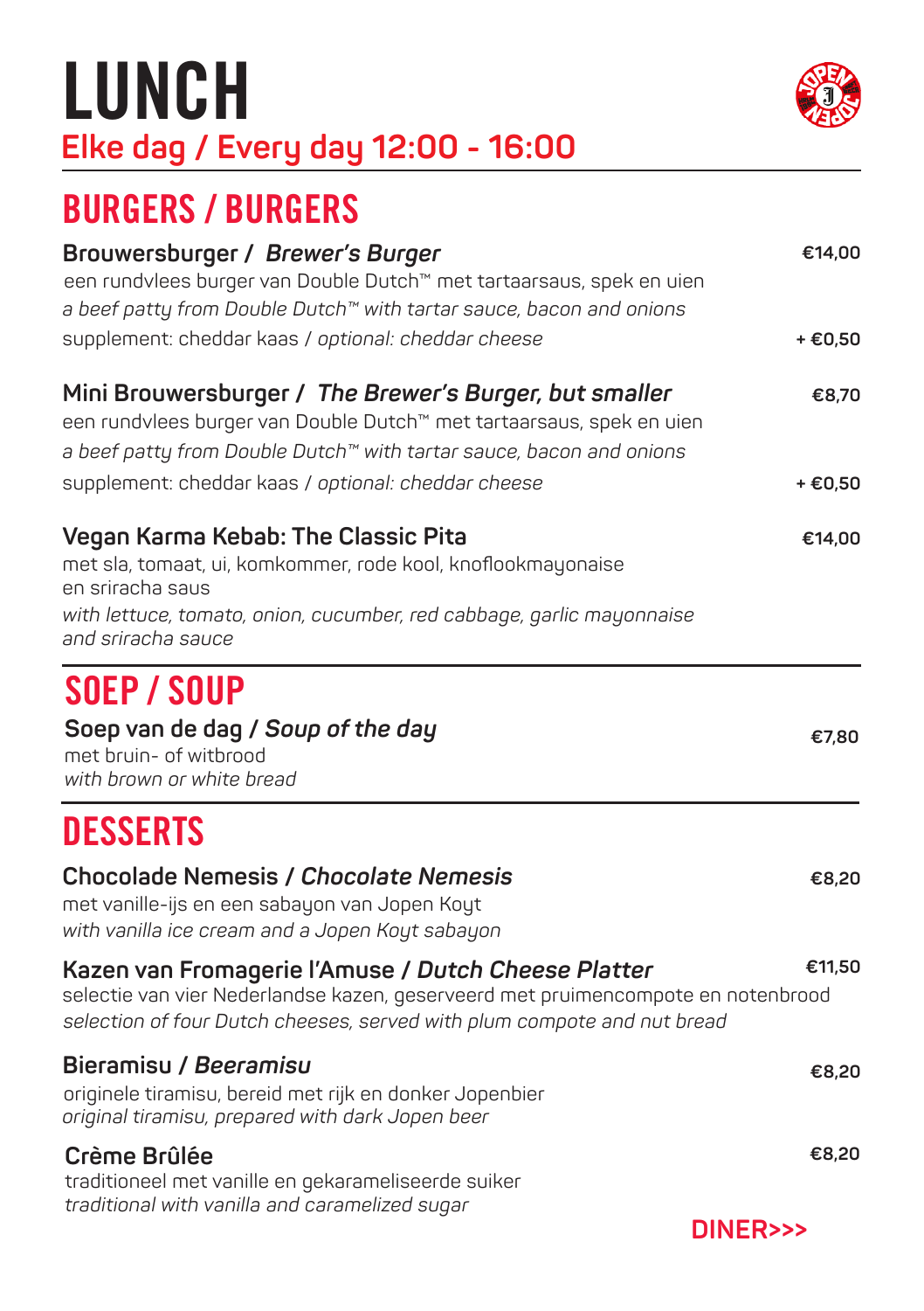# LUNCH

**Elke dag / Every day 12:00 - 16:00**

## BURGERS / BURGERS

**Brouwersburger / *Brewer's Burger*** — **€14,00**
een rundvlees burger van Double Dutch™ met tartaarsaus, spek en uien
*a beef patty from Double Dutch™ with tartar sauce, bacon and onions*
supplement: cheddar kaas / *optional: cheddar cheese* — **+ €0,50**

**Mini Brouwersburger / *The Brewer's Burger, but smaller*** — **€8,70**
een rundvlees burger van Double Dutch™ met tartaarsaus, spek en uien
*a beef patty from Double Dutch™ with tartar sauce, bacon and onions*
supplement: cheddar kaas / *optional: cheddar cheese* — **+ €0,50**

**Vegan Karma Kebab: The Classic Pita** — **€14,00**
met sla, tomaat, ui, komkommer, rode kool, knoflookmayonaise en sriracha saus
*with lettuce, tomato, onion, cucumber, red cabbage, garlic mayonnaise and sriracha sauce*

## SOEP / SOUP

**Soep van de dag / *Soup of the day*** — **€7,80**
met bruin- of witbrood
*with brown or white bread*

## DESSERTS

**Chocolade Nemesis / *Chocolate Nemesis*** — **€8,20**
met vanille-ijs en een sabayon van Jopen Koyt
*with vanilla ice cream and a Jopen Koyt sabayon*

**Kazen van Fromagerie l'Amuse / *Dutch Cheese Platter*** — **€11,50**
selectie van vier Nederlandse kazen, geserveerd met pruimencompote en notenbrood
*selection of four Dutch cheeses, served with plum compote and nut bread*

**Bieramisu / *Beeramisu*** — **€8,20**
originele tiramisu, bereid met rijk en donker Jopenbier
*original tiramisu, prepared with dark Jopen beer*

**Crème Brûlée** — **€8,20**
traditioneel met vanille en gekarameliseerde suiker
*traditional with vanilla and caramelized sugar*

**DINER>>>**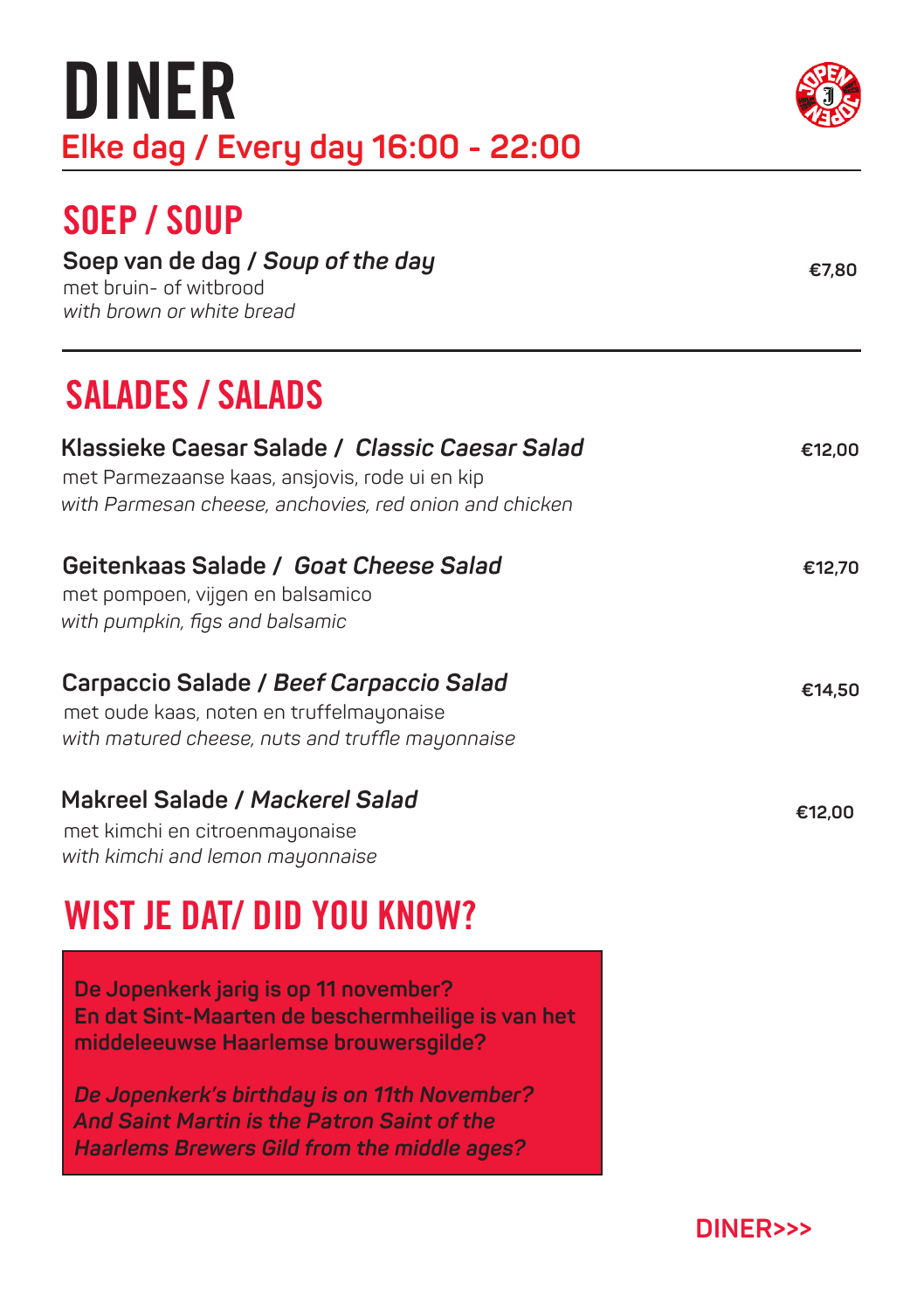# DINER

**Elke dag / Every day 16:00 - 22:00**

## SOEP / SOUP

**Soep van de dag / *Soup of the day*** — **€7,80**
met bruin- of witbrood
*with brown or white bread*

## SALADES / SALADS

**Klassieke Caesar Salade / *Classic Caesar Salad*** — **€12,00**
met Parmezaanse kaas, ansjovis, rode ui en kip
*with Parmesan cheese, anchovies, red onion and chicken*

**Geitenkaas Salade / *Goat Cheese Salad*** — **€12,70**
met pompoen, vijgen en balsamico
*with pumpkin, figs and balsamic*

**Carpaccio Salade / *Beef Carpaccio Salad*** — **€14,50**
met oude kaas, noten en truffelmayonaise
*with matured cheese, nuts and truffle mayonnaise*

**Makreel Salade / *Mackerel Salad*** — **€12,00**
met kimchi en citroenmayonaise
*with kimchi and lemon mayonnaise*

## WIST JE DAT/ DID YOU KNOW?

**De Jopenkerk jarig is op 11 november?
En dat Sint-Maarten de beschermheilige is van het middeleeuwse Haarlemse brouwersgilde?**

***De Jopenkerk's birthday is on 11th November?
And Saint Martin is the Patron Saint of the Haarlems Brewers Gild from the middle ages?***

**DINER>>>**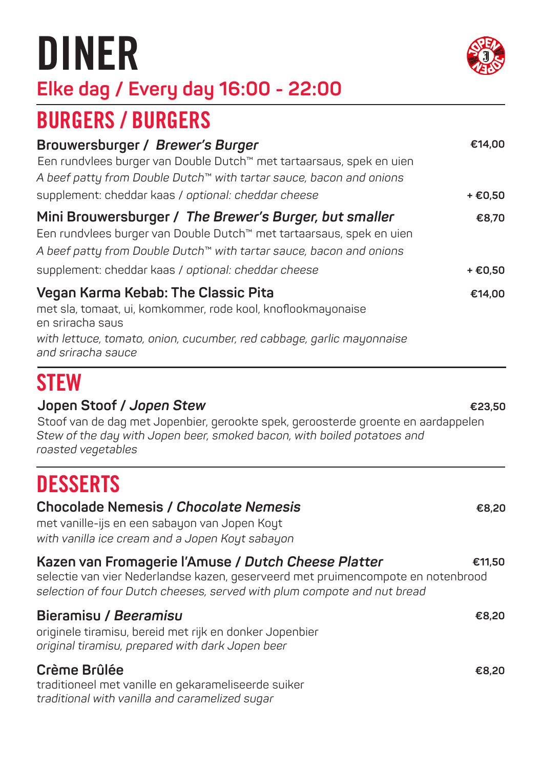# DINER

## Elke dag / Every day 16:00 - 22:00

## BURGERS / BURGERS

**Brouwersburger /** ***Brewer's Burger*** — **€14,00**
Een rundvlees burger van Double Dutch™ met tartaarsaus, spek en uien
*A beef patty from Double Dutch™ with tartar sauce, bacon and onions*
supplement: cheddar kaas / *optional: cheddar cheese* — **+ €0,50**

**Mini Brouwersburger /** ***The Brewer's Burger, but smaller*** — **€8,70**
Een rundvlees burger van Double Dutch™ met tartaarsaus, spek en uien
*A beef patty from Double Dutch™ with tartar sauce, bacon and onions*
supplement: cheddar kaas / *optional: cheddar cheese* — **+ €0,50**

**Vegan Karma Kebab: The Classic Pita** — **€14,00**
met sla, tomaat, ui, komkommer, rode kool, knoflookmayonaise en sriracha saus
*with lettuce, tomato, onion, cucumber, red cabbage, garlic mayonnaise and sriracha sauce*

## STEW

**Jopen Stoof /** ***Jopen Stew*** — **€23,50**
Stoof van de dag met Jopenbier, gerookte spek, geroosterde groente en aardappelen
*Stew of the day with Jopen beer, smoked bacon, with boiled potatoes and roasted vegetables*

## DESSERTS

**Chocolade Nemesis /** ***Chocolate Nemesis*** — **€8,20**
met vanille-ijs en een sabayon van Jopen Koyt
*with vanilla ice cream and a Jopen Koyt sabayon*

**Kazen van Fromagerie l'Amuse /** ***Dutch Cheese Platter*** — **€11,50**
selectie van vier Nederlandse kazen, geserveerd met pruimencompote en notenbrood
*selection of four Dutch cheeses, served with plum compote and nut bread*

**Bieramisu /** ***Beeramisu*** — **€8,20**
originele tiramisu, bereid met rijk en donker Jopenbier
*original tiramisu, prepared with dark Jopen beer*

**Crème Brûlée** — **€8,20**
traditioneel met vanille en gekarameliseerde suiker
*traditional with vanilla and caramelized sugar*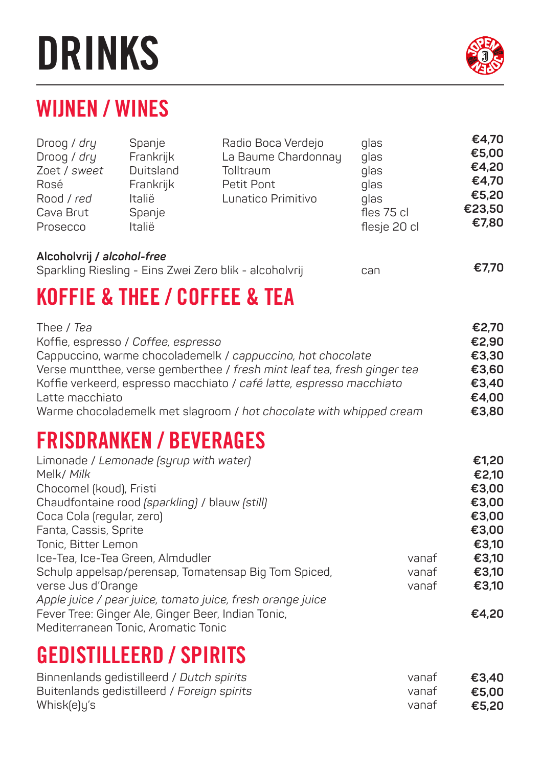# DRINKS

## WIJNEN / WINES

| | | | | |
|---|---|---|---|---|
| Droog / *dry* | Spanje | Radio Boca Verdejo | glas | **€4,70** |
| Droog / *dry* | Frankrijk | La Baume Chardonnay | glas | **€5,00** |
| Zoet / *sweet* | Duitsland | Tolltraum | glas | **€4,20** |
| Rosé | Frankrijk | Petit Pont | glas | **€4,70** |
| Rood / *red* | Italië | Lunatico Primitivo | glas | **€5,20** |
| Cava Brut | Spanje | | fles 75 cl | **€23,50** |
| Prosecco | Italië | | flesje 20 cl | **€7,80** |

**Alcoholvrij / *alcohol-free***

| | | |
|---|---|---|
| Sparkling Riesling - Eins Zwei Zero blik - alcoholvrij | can | **€7,70** |

## KOFFIE & THEE / COFFEE & TEA

| | |
|---|---|
| Thee / *Tea* | **€2,70** |
| Koffie, espresso / *Coffee, espresso* | **€2,90** |
| Cappuccino, warme chocolademelk / *cappuccino, hot chocolate* | **€3,30** |
| Verse muntthee, verse gemberthee / *fresh mint leaf tea, fresh ginger tea* | **€3,60** |
| Koffie verkeerd, espresso macchiato / *café latte, espresso macchiato* | **€3,40** |
| Latte macchiato | **€4,00** |
| Warme chocolademelk met slagroom / *hot chocolate with whipped cream* | **€3,80** |

## FRISDRANKEN / BEVERAGES

| | | |
|---|---|---|
| Limonade / *Lemonade (syrup with water)* | | **€1,20** |
| Melk/ *Milk* | | **€2,10** |
| Chocomel (koud), Fristi | | **€3,00** |
| Chaudfontaine rood *(sparkling)* / blauw *(still)* | | **€3,00** |
| Coca Cola (regular, zero) | | **€3,00** |
| Fanta, Cassis, Sprite | | **€3,00** |
| Tonic, Bitter Lemon | | **€3,10** |
| Ice-Tea, Ice-Tea Green, Almdudler | vanaf | **€3,10** |
| Schulp appelsap/perensap, Tomatensap Big Tom Spiced, | vanaf | **€3,10** |
| verse Jus d'Orange | vanaf | **€3,10** |
| *Apple juice / pear juice, tomato juice, fresh orange juice* | | |
| Fever Tree: Ginger Ale, Ginger Beer, Indian Tonic, Mediterranean Tonic, Aromatic Tonic | | **€4,20** |

## GEDISTILLEERD / SPIRITS

| | | |
|---|---|---|
| Binnenlands gedistilleerd / *Dutch spirits* | vanaf | **€3,40** |
| Buitenlands gedistilleerd / *Foreign spirits* | vanaf | **€5,00** |
| Whisk(e)y's | vanaf | **€5,20** |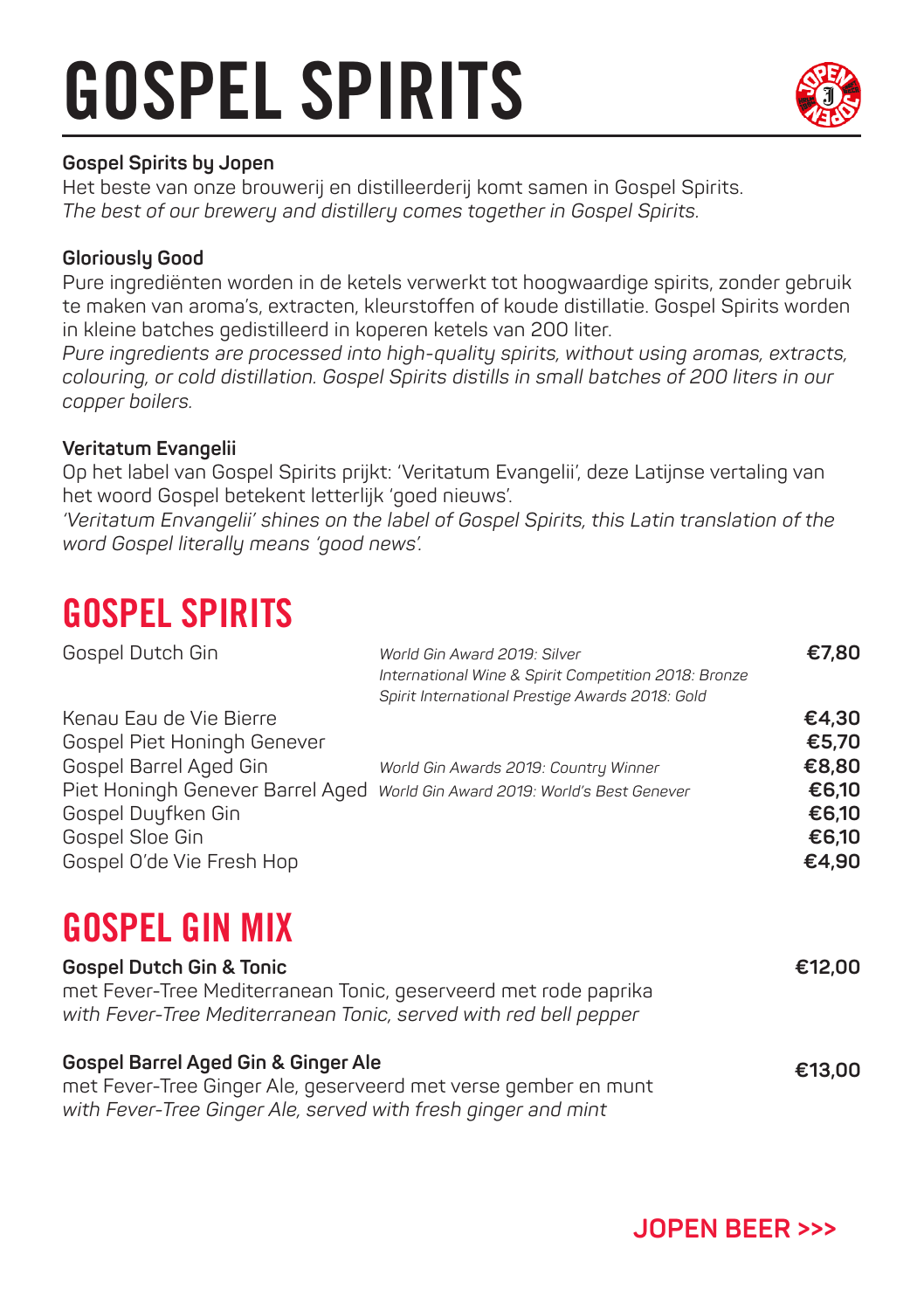# GOSPEL SPIRITS

**Gospel Spirits by Jopen**
Het beste van onze brouwerij en distilleerderij komt samen in Gospel Spirits.
*The best of our brewery and distillery comes together in Gospel Spirits.*

**Gloriously Good**
Pure ingrediënten worden in de ketels verwerkt tot hoogwaardige spirits, zonder gebruik te maken van aroma's, extracten, kleurstoffen of koude distillatie. Gospel Spirits worden in kleine batches gedistilleerd in koperen ketels van 200 liter.
*Pure ingredients are processed into high-quality spirits, without using aromas, extracts, colouring, or cold distillation. Gospel Spirits distills in small batches of 200 liters in our copper boilers.*

**Veritatum Evangelii**
Op het label van Gospel Spirits prijkt: 'Veritatum Evangelii', deze Latijnse vertaling van het woord Gospel betekent letterlijk 'goed nieuws'.
*'Veritatum Envangelii' shines on the label of Gospel Spirits, this Latin translation of the word Gospel literally means 'good news'.*

## GOSPEL SPIRITS

| | | |
|---|---|---|
| Gospel Dutch Gin | *World Gin Award 2019: Silver*<br>*International Wine & Spirit Competition 2018: Bronze*<br>*Spirit International Prestige Awards 2018: Gold* | **€7,80** |
| Kenau Eau de Vie Bierre | | **€4,30** |
| Gospel Piet Honingh Genever | | **€5,70** |
| Gospel Barrel Aged Gin | *World Gin Awards 2019: Country Winner* | **€8,80** |
| Piet Honingh Genever Barrel Aged | *World Gin Award 2019: World's Best Genever* | **€6,10** |
| Gospel Duyfken Gin | | **€6,10** |
| Gospel Sloe Gin | | **€6,10** |
| Gospel O'de Vie Fresh Hop | | **€4,90** |

## GOSPEL GIN MIX

**Gospel Dutch Gin & Tonic** **€12,00**
met Fever-Tree Mediterranean Tonic, geserveerd met rode paprika
*with Fever-Tree Mediterranean Tonic, served with red bell pepper*

**Gospel Barrel Aged Gin & Ginger Ale** **€13,00**
met Fever-Tree Ginger Ale, geserveerd met verse gember en munt
*with Fever-Tree Ginger Ale, served with fresh ginger and mint*

**JOPEN BEER >>>**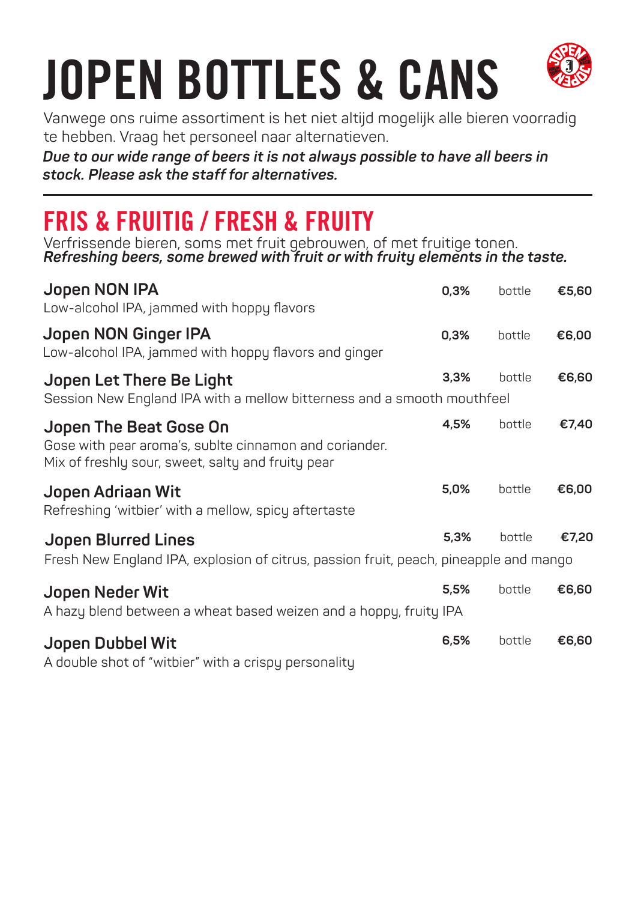# JOPEN BOTTLES & CANS

Vanwege ons ruime assortiment is het niet altijd mogelijk alle bieren voorradig te hebben. Vraag het personeel naar alternatieven.

***Due to our wide range of beers it is not always possible to have all beers in stock. Please ask the staff for alternatives.***

---

## FRIS & FRUITIG / FRESH & FRUITY

Verfrissende bieren, soms met fruit gebrouwen, of met fruitige tonen.
***Refreshing beers, some brewed with fruit or with fruity elements in the taste.***

**Jopen NON IPA** — **0,3%** — bottle — **€5,60**
Low-alcohol IPA, jammed with hoppy flavors

**Jopen NON Ginger IPA** — **0,3%** — bottle — **€6,00**
Low-alcohol IPA, jammed with hoppy flavors and ginger

**Jopen Let There Be Light** — **3,3%** — bottle — **€6,60**
Session New England IPA with a mellow bitterness and a smooth mouthfeel

**Jopen The Beat Gose On** — **4,5%** — bottle — **€7,40**
Gose with pear aroma's, sublte cinnamon and coriander.
Mix of freshly sour, sweet, salty and fruity pear

**Jopen Adriaan Wit** — **5,0%** — bottle — **€6,00**
Refreshing 'witbier' with a mellow, spicy aftertaste

**Jopen Blurred Lines** — **5,3%** — bottle — **€7,20**
Fresh New England IPA, explosion of citrus, passion fruit, peach, pineapple and mango

**Jopen Neder Wit** — **5,5%** — bottle — **€6,60**
A hazy blend between a wheat based weizen and a hoppy, fruity IPA

**Jopen Dubbel Wit** — **6,5%** — bottle — **€6,60**
A double shot of "witbier" with a crispy personality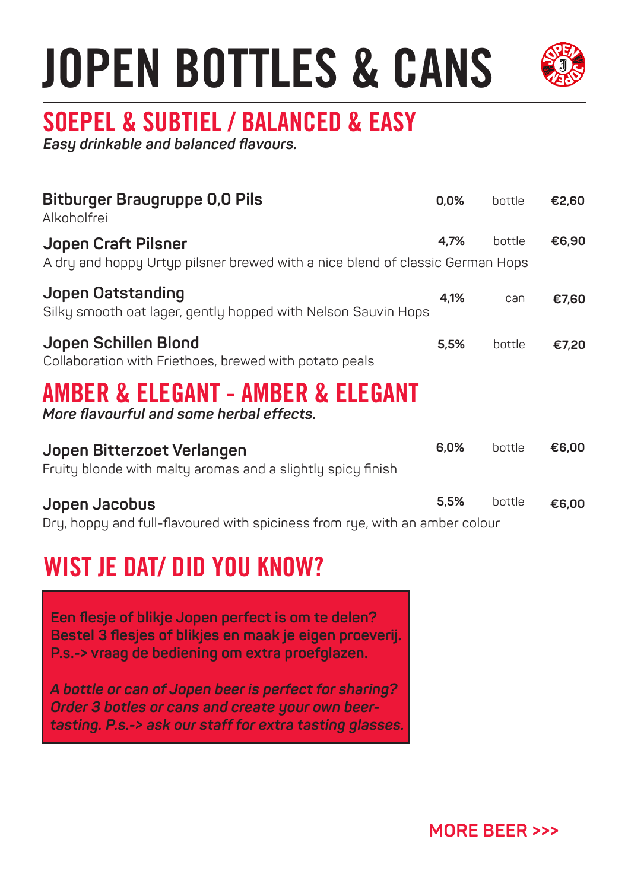# JOPEN BOTTLES & CANS

## SOEPEL & SUBTIEL / BALANCED & EASY

***Easy drinkable and balanced flavours.***

**Bitburger Braugruppe 0,0 Pils** — **0,0%** — bottle — **€2,60**
Alkoholfrei

**Jopen Craft Pilsner** — **4,7%** — bottle — **€6,90**
A dry and hoppy Urtyp pilsner brewed with a nice blend of classic German Hops

**Jopen Oatstanding** — **4,1%** — can — **€7,60**
Silky smooth oat lager, gently hopped with Nelson Sauvin Hops

**Jopen Schillen Blond** — **5,5%** — bottle — **€7,20**
Collaboration with Friethoes, brewed with potato peals

## AMBER & ELEGANT - AMBER & ELEGANT

***More flavourful and some herbal effects.***

**Jopen Bitterzoet Verlangen** — **6,0%** — bottle — **€6,00**
Fruity blonde with malty aromas and a slightly spicy finish

**Jopen Jacobus** — **5,5%** — bottle — **€6,00**
Dry, hoppy and full-flavoured with spiciness from rye, with an amber colour

## WIST JE DAT/ DID YOU KNOW?

**Een flesje of blikje Jopen perfect is om te delen? Bestel 3 flesjes of blikjes en maak je eigen proeverij. P.s.-> vraag de bediening om extra proefglazen.**

***A bottle or can of Jopen beer is perfect for sharing? Order 3 botles or cans and create your own beer-tasting. P.s.-> ask our staff for extra tasting glasses.***

**MORE BEER >>>**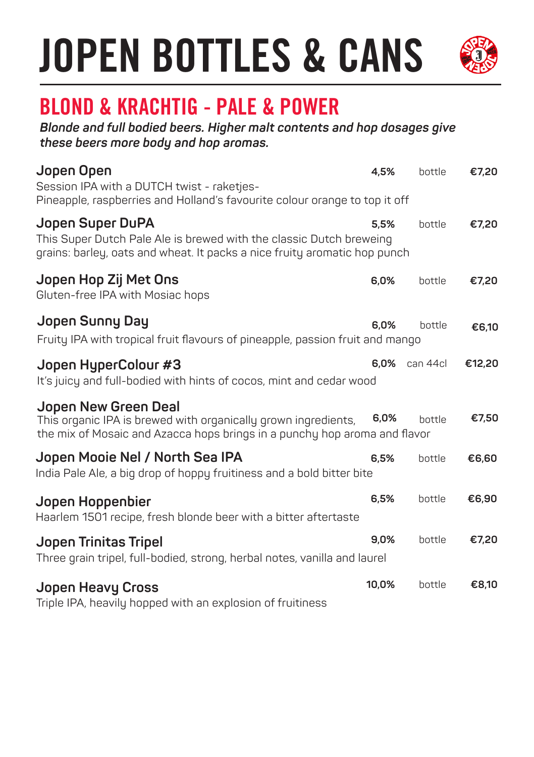# JOPEN BOTTLES & CANS

## BLOND & KRACHTIG - PALE & POWER

***Blonde and full bodied beers. Higher malt contents and hop dosages give these beers more body and hop aromas.***

**Jopen Open** — **4,5%** — bottle — **€7,20**
Session IPA with a DUTCH twist - raketjes-
Pineapple, raspberries and Holland's favourite colour orange to top it off

**Jopen Super DuPA** — **5,5%** — bottle — **€7,20**
This Super Dutch Pale Ale is brewed with the classic Dutch breweing grains: barley, oats and wheat. It packs a nice fruity aromatic hop punch

**Jopen Hop Zij Met Ons** — **6,0%** — bottle — **€7,20**
Gluten-free IPA with Mosiac hops

**Jopen Sunny Day** — **6,0%** — bottle — **€6,10**
Fruity IPA with tropical fruit flavours of pineapple, passion fruit and mango

**Jopen HyperColour #3** — **6,0%** — can 44cl — **€12,20**
It's juicy and full-bodied with hints of cocos, mint and cedar wood

**Jopen New Green Deal** — **6,0%** — bottle — **€7,50**
This organic IPA is brewed with organically grown ingredients, the mix of Mosaic and Azacca hops brings in a punchy hop aroma and flavor

**Jopen Mooie Nel / North Sea IPA** — **6,5%** — bottle — **€6,60**
India Pale Ale, a big drop of hoppy fruitiness and a bold bitter bite

**Jopen Hoppenbier** — **6,5%** — bottle — **€6,90**
Haarlem 1501 recipe, fresh blonde beer with a bitter aftertaste

**Jopen Trinitas Tripel** — **9,0%** — bottle — **€7,20**
Three grain tripel, full-bodied, strong, herbal notes, vanilla and laurel

**Jopen Heavy Cross** — **10,0%** — bottle — **€8,10**
Triple IPA, heavily hopped with an explosion of fruitiness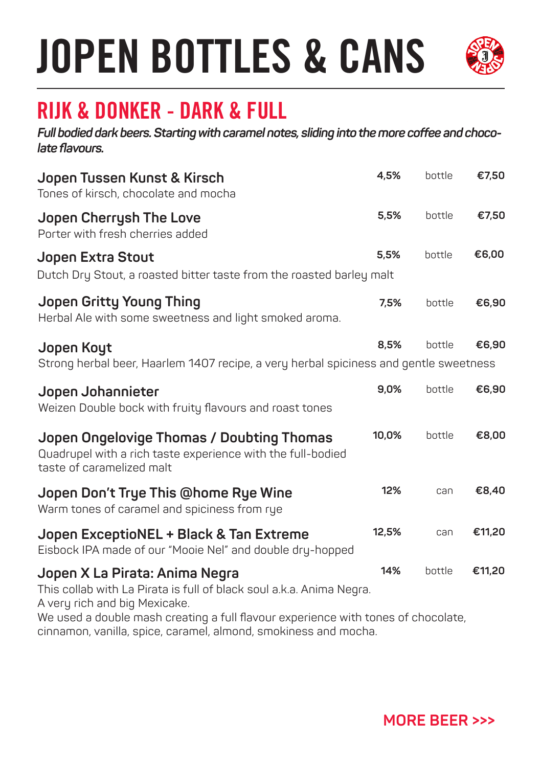# JOPEN BOTTLES & CANS

## RIJK & DONKER - DARK & FULL

***Full bodied dark beers. Starting with caramel notes, sliding into the more coffee and chocolate flavours.***

**Jopen Tussen Kunst & Kirsch** — **4,5%** — bottle — **€7,50**
Tones of kirsch, chocolate and mocha

**Jopen Cherrysh The Love** — **5,5%** — bottle — **€7,50**
Porter with fresh cherries added

**Jopen Extra Stout** — **5,5%** — bottle — **€6,00**
Dutch Dry Stout, a roasted bitter taste from the roasted barley malt

**Jopen Gritty Young Thing** — **7,5%** — bottle — **€6,90**
Herbal Ale with some sweetness and light smoked aroma.

**Jopen Koyt** — **8,5%** — bottle — **€6,90**
Strong herbal beer, Haarlem 1407 recipe, a very herbal spiciness and gentle sweetness

**Jopen Johannieter** — **9,0%** — bottle — **€6,90**
Weizen Double bock with fruity flavours and roast tones

**Jopen Ongelovige Thomas / Doubting Thomas** — **10,0%** — bottle — **€8,00**
Quadrupel with a rich taste experience with the full-bodied taste of caramelized malt

**Jopen Don't Trye This @home Rye Wine** — **12%** — can — **€8,40**
Warm tones of caramel and spiciness from rye

**Jopen ExceptioNEL + Black & Tan Extreme** — **12,5%** — can — **€11,20**
Eisbock IPA made of our "Mooie Nel" and double dry-hopped

**Jopen X La Pirata: Anima Negra** — **14%** — bottle — **€11,20**
This collab with La Pirata is full of black soul a.k.a. Anima Negra.
A very rich and big Mexicake.
We used a double mash creating a full flavour experience with tones of chocolate, cinnamon, vanilla, spice, caramel, almond, smokiness and mocha.

**MORE BEER >>>**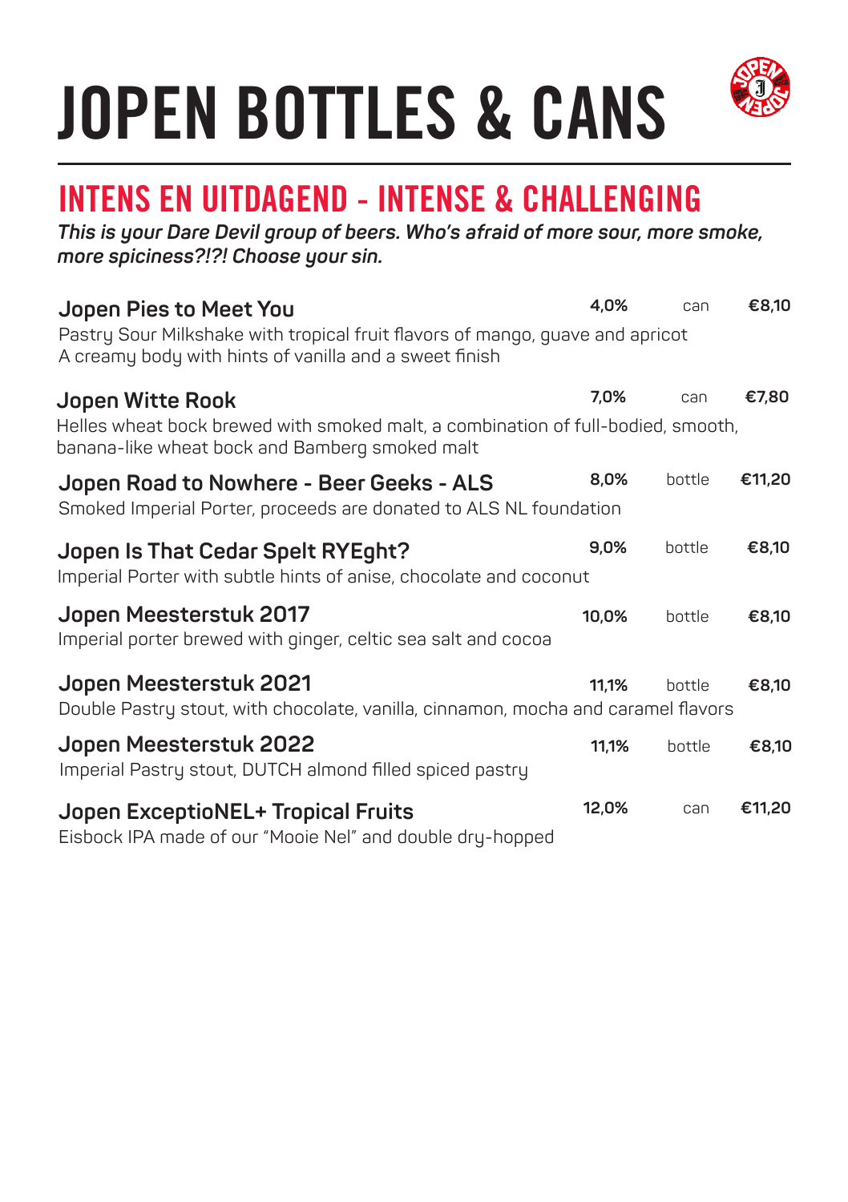# JOPEN BOTTLES & CANS

## INTENS EN UITDAGEND - INTENSE & CHALLENGING

***This is your Dare Devil group of beers. Who's afraid of more sour, more smoke, more spiciness?!?! Choose your sin.***

**Jopen Pies to Meet You** — **4,0%** — can — **€8,10**
Pastry Sour Milkshake with tropical fruit flavors of mango, guave and apricot
A creamy body with hints of vanilla and a sweet finish

**Jopen Witte Rook** — **7,0%** — can — **€7,80**
Helles wheat bock brewed with smoked malt, a combination of full-bodied, smooth, banana-like wheat bock and Bamberg smoked malt

**Jopen Road to Nowhere - Beer Geeks - ALS** — **8,0%** — bottle — **€11,20**
Smoked Imperial Porter, proceeds are donated to ALS NL foundation

**Jopen Is That Cedar Spelt RYEght?** — **9,0%** — bottle — **€8,10**
Imperial Porter with subtle hints of anise, chocolate and coconut

**Jopen Meesterstuk 2017** — **10,0%** — bottle — **€8,10**
Imperial porter brewed with ginger, celtic sea salt and cocoa

**Jopen Meesterstuk 2021** — **11,1%** — bottle — **€8,10**
Double Pastry stout, with chocolate, vanilla, cinnamon, mocha and caramel flavors

**Jopen Meesterstuk 2022** — **11,1%** — bottle — **€8,10**
Imperial Pastry stout, DUTCH almond filled spiced pastry

**Jopen ExceptioNEL+ Tropical Fruits** — **12,0%** — can — **€11,20**
Eisbock IPA made of our "Mooie Nel" and double dry-hopped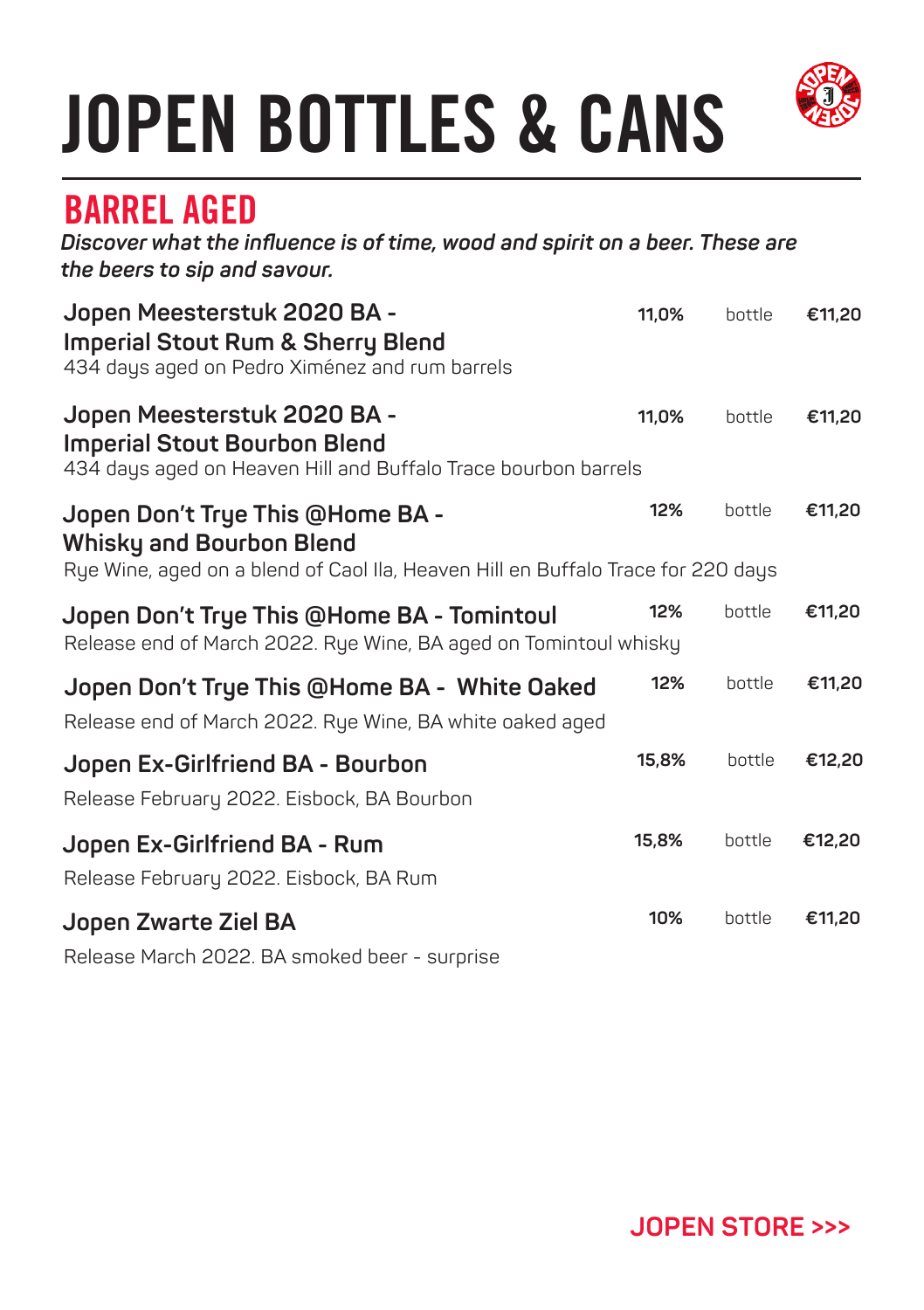# JOPEN BOTTLES & CANS

## BARREL AGED

***Discover what the influence is of time, wood and spirit on a beer. These are the beers to sip and savour.***

| Beer | ABV | Type | Price |
|---|---|---|---|
| **Jopen Meesterstuk 2020 BA - Imperial Stout Rum & Sherry Blend**<br>434 days aged on Pedro Ximénez and rum barrels | 11,0% | bottle | €11,20 |
| **Jopen Meesterstuk 2020 BA - Imperial Stout Bourbon Blend**<br>434 days aged on Heaven Hill and Buffalo Trace bourbon barrels | 11,0% | bottle | €11,20 |
| **Jopen Don't Trye This @Home BA - Whisky and Bourbon Blend**<br>Rye Wine, aged on a blend of Caol Ila, Heaven Hill en Buffalo Trace for 220 days | 12% | bottle | €11,20 |
| **Jopen Don't Trye This @Home BA - Tomintoul**<br>Release end of March 2022. Rye Wine, BA aged on Tomintoul whisky | 12% | bottle | €11,20 |
| **Jopen Don't Trye This @Home BA - White Oaked**<br>Release end of March 2022. Rye Wine, BA white oaked aged | 12% | bottle | €11,20 |
| **Jopen Ex-Girlfriend BA - Bourbon**<br>Release February 2022. Eisbock, BA Bourbon | 15,8% | bottle | €12,20 |
| **Jopen Ex-Girlfriend BA - Rum**<br>Release February 2022. Eisbock, BA Rum | 15,8% | bottle | €12,20 |
| **Jopen Zwarte Ziel BA**<br>Release March 2022. BA smoked beer - surprise | 10% | bottle | €11,20 |

**JOPEN STORE >>>**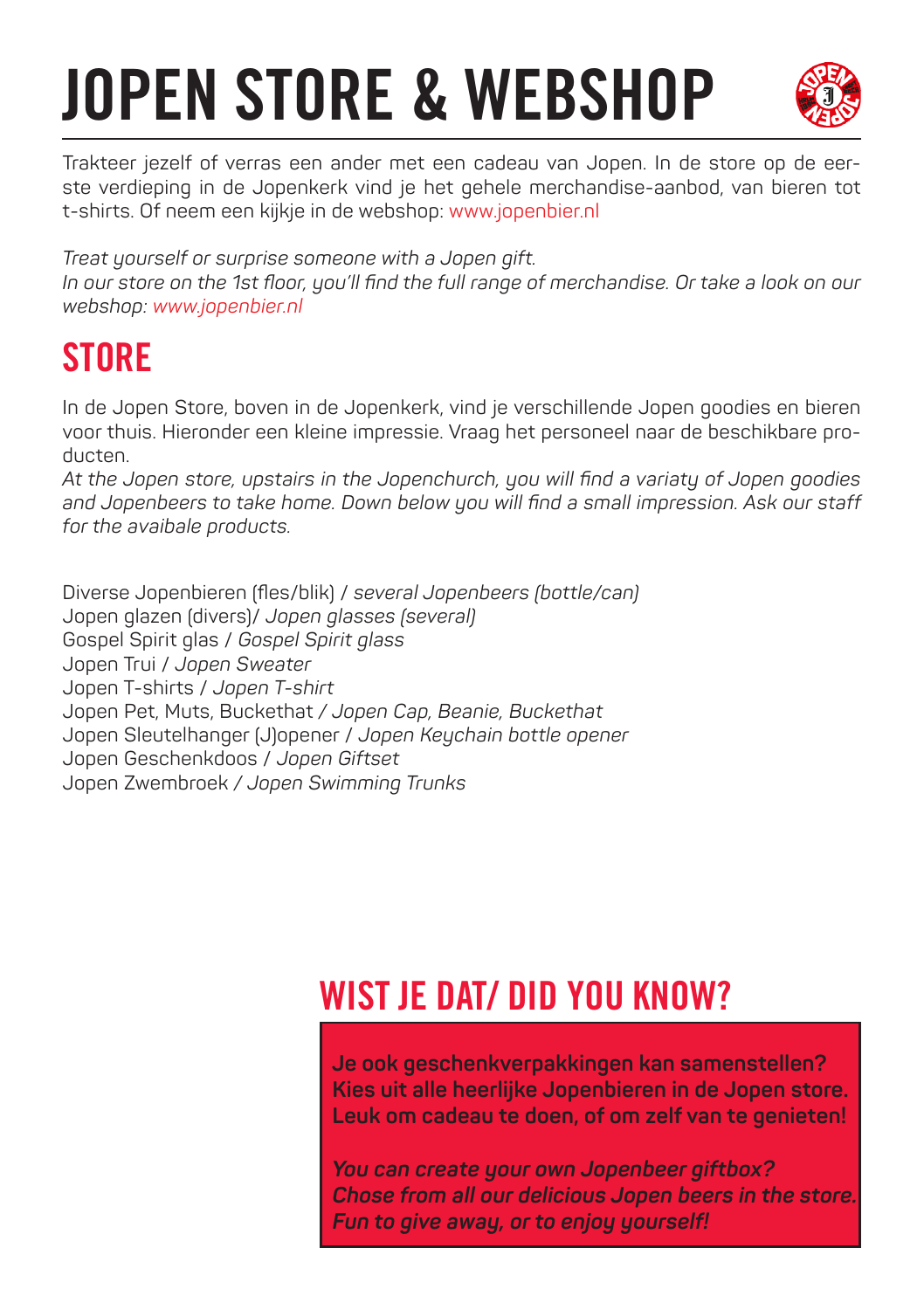# JOPEN STORE & WEBSHOP

Trakteer jezelf of verras een ander met een cadeau van Jopen. In de store op de eerste verdieping in de Jopenkerk vind je het gehele merchandise-aanbod, van bieren tot t-shirts. Of neem een kijkje in de webshop: www.jopenbier.nl

*Treat yourself or surprise someone with a Jopen gift.*
*In our store on the 1st floor, you'll find the full range of merchandise. Or take a look on our webshop: www.jopenbier.nl*

## STORE

In de Jopen Store, boven in de Jopenkerk, vind je verschillende Jopen goodies en bieren voor thuis. Hieronder een kleine impressie. Vraag het personeel naar de beschikbare producten.
*At the Jopen store, upstairs in the Jopenchurch, you will find a variaty of Jopen goodies and Jopenbeers to take home. Down below you will find a small impression. Ask our staff for the avaibale products.*

Diverse Jopenbieren (fles/blik) / *several Jopenbeers (bottle/can)*
Jopen glazen (divers)/ *Jopen glasses (several)*
Gospel Spirit glas / *Gospel Spirit glass*
Jopen Trui / *Jopen Sweater*
Jopen T-shirts / *Jopen T-shirt*
Jopen Pet, Muts, Buckethat / *Jopen Cap, Beanie, Buckethat*
Jopen Sleutelhanger (J)opener / *Jopen Keychain bottle opener*
Jopen Geschenkdoos / *Jopen Giftset*
Jopen Zwembroek / *Jopen Swimming Trunks*

## WIST JE DAT/ DID YOU KNOW?

**Je ook geschenkverpakkingen kan samenstellen? Kies uit alle heerlijke Jopenbieren in de Jopen store. Leuk om cadeau te doen, of om zelf van te genieten!**

***You can create your own Jopenbeer giftbox? Chose from all our delicious Jopen beers in the store. Fun to give away, or to enjoy yourself!***